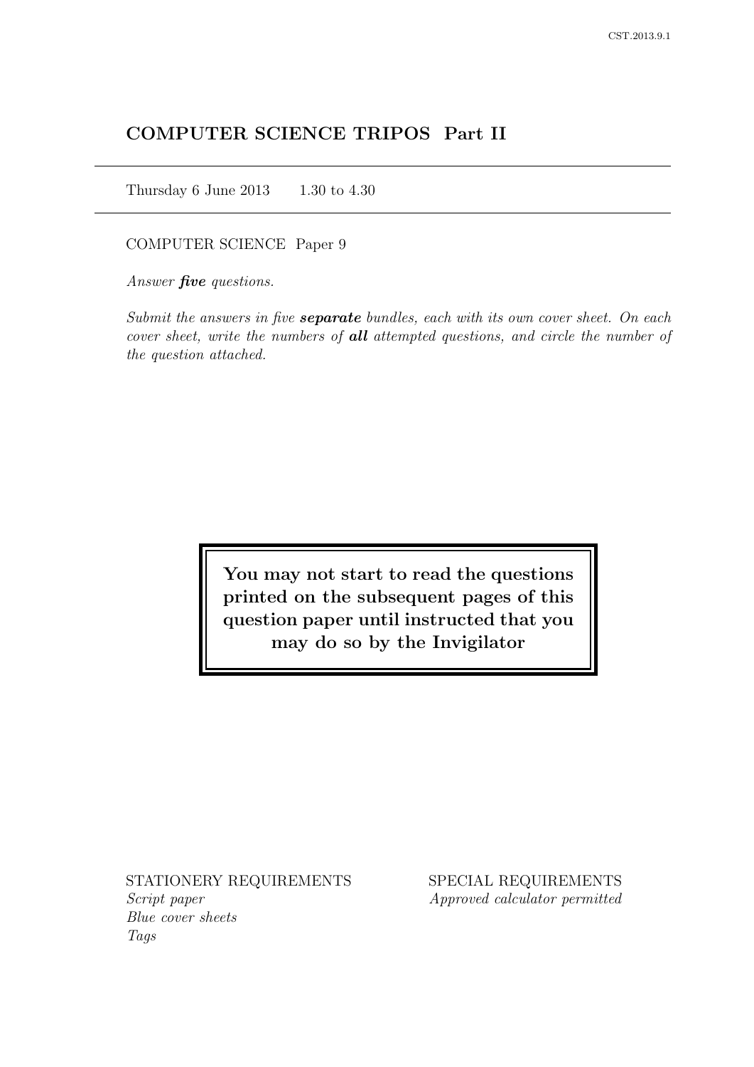# COMPUTER SCIENCE TRIPOS Part II

Thursday 6 June 2013 1.30 to 4.30

COMPUTER SCIENCE Paper 9

*Answer **five** questions.*

*Submit the answers in five **separate** bundles, each with its own cover sheet. On each cover sheet, write the numbers of **all** attempted questions, and circle the number of the question attached.*

**You may not start to read the questions printed on the subsequent pages of this question paper until instructed that you may do so by the Invigilator**

STATIONERY REQUIREMENTS
*Script paper*
*Blue cover sheets*
*Tags*

SPECIAL REQUIREMENTS
*Approved calculator permitted*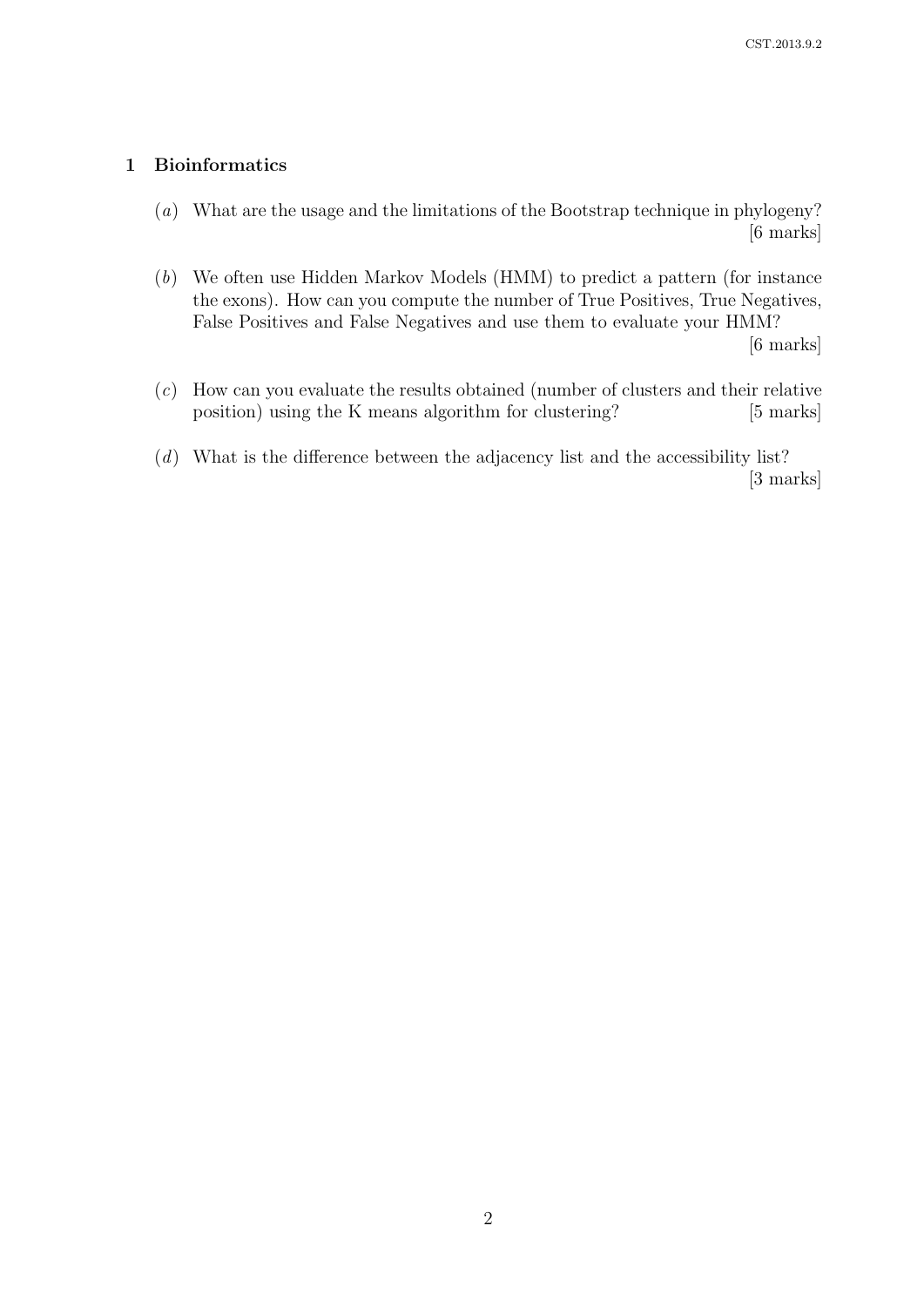## 1 Bioinformatics

(*a*) What are the usage and the limitations of the Bootstrap technique in phylogeny? [6 marks]

(*b*) We often use Hidden Markov Models (HMM) to predict a pattern (for instance the exons). How can you compute the number of True Positives, True Negatives, False Positives and False Negatives and use them to evaluate your HMM? [6 marks]

(*c*) How can you evaluate the results obtained (number of clusters and their relative position) using the K means algorithm for clustering? [5 marks]

(*d*) What is the difference between the adjacency list and the accessibility list? [3 marks]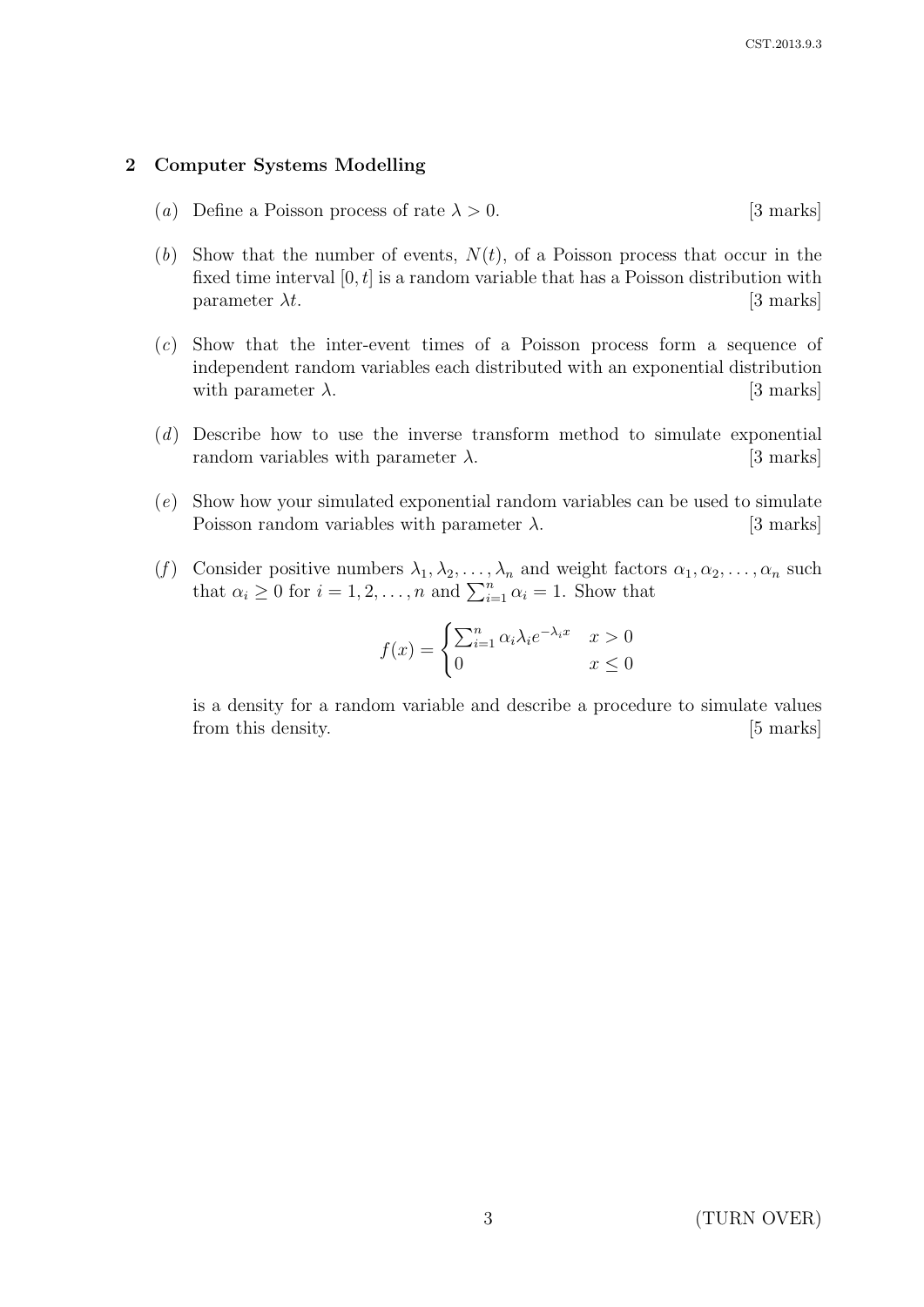## 2 Computer Systems Modelling

(*a*) Define a Poisson process of rate $\lambda > 0$. [3 marks]

(*b*) Show that the number of events, $N(t)$, of a Poisson process that occur in the fixed time interval $[0, t]$ is a random variable that has a Poisson distribution with parameter $\lambda t$. [3 marks]

(*c*) Show that the inter-event times of a Poisson process form a sequence of independent random variables each distributed with an exponential distribution with parameter $\lambda$. [3 marks]

(*d*) Describe how to use the inverse transform method to simulate exponential random variables with parameter $\lambda$. [3 marks]

(*e*) Show how your simulated exponential random variables can be used to simulate Poisson random variables with parameter $\lambda$. [3 marks]

(*f*) Consider positive numbers $\lambda_1, \lambda_2, \ldots, \lambda_n$ and weight factors $\alpha_1, \alpha_2, \ldots, \alpha_n$ such that $\alpha_i \geq 0$ for $i = 1, 2, \ldots, n$ and $\sum_{i=1}^{n} \alpha_i = 1$. Show that

$$f(x) = \begin{cases} \sum_{i=1}^{n} \alpha_i \lambda_i e^{-\lambda_i x} & x > 0 \\ 0 & x \leq 0 \end{cases}$$

is a density for a random variable and describe a procedure to simulate values from this density. [5 marks]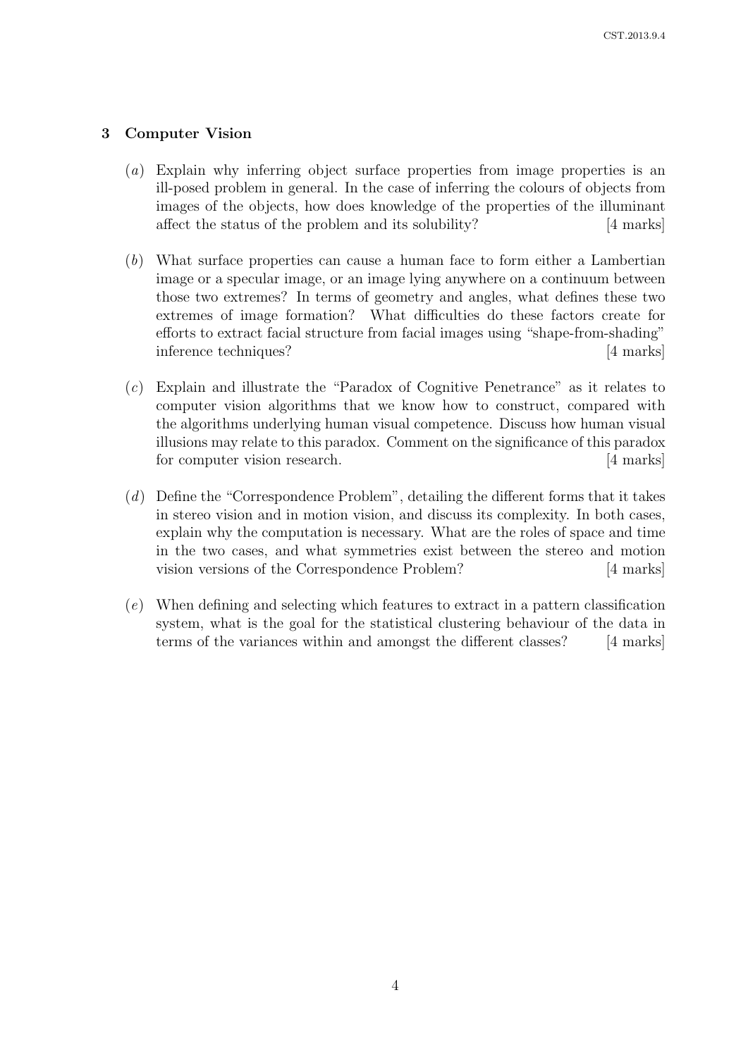## 3 Computer Vision

(*a*) Explain why inferring object surface properties from image properties is an ill-posed problem in general. In the case of inferring the colours of objects from images of the objects, how does knowledge of the properties of the illuminant affect the status of the problem and its solubility? [4 marks]

(*b*) What surface properties can cause a human face to form either a Lambertian image or a specular image, or an image lying anywhere on a continuum between those two extremes? In terms of geometry and angles, what defines these two extremes of image formation? What difficulties do these factors create for efforts to extract facial structure from facial images using "shape-from-shading" inference techniques? [4 marks]

(*c*) Explain and illustrate the "Paradox of Cognitive Penetrance" as it relates to computer vision algorithms that we know how to construct, compared with the algorithms underlying human visual competence. Discuss how human visual illusions may relate to this paradox. Comment on the significance of this paradox for computer vision research. [4 marks]

(*d*) Define the "Correspondence Problem", detailing the different forms that it takes in stereo vision and in motion vision, and discuss its complexity. In both cases, explain why the computation is necessary. What are the roles of space and time in the two cases, and what symmetries exist between the stereo and motion vision versions of the Correspondence Problem? [4 marks]

(*e*) When defining and selecting which features to extract in a pattern classification system, what is the goal for the statistical clustering behaviour of the data in terms of the variances within and amongst the different classes? [4 marks]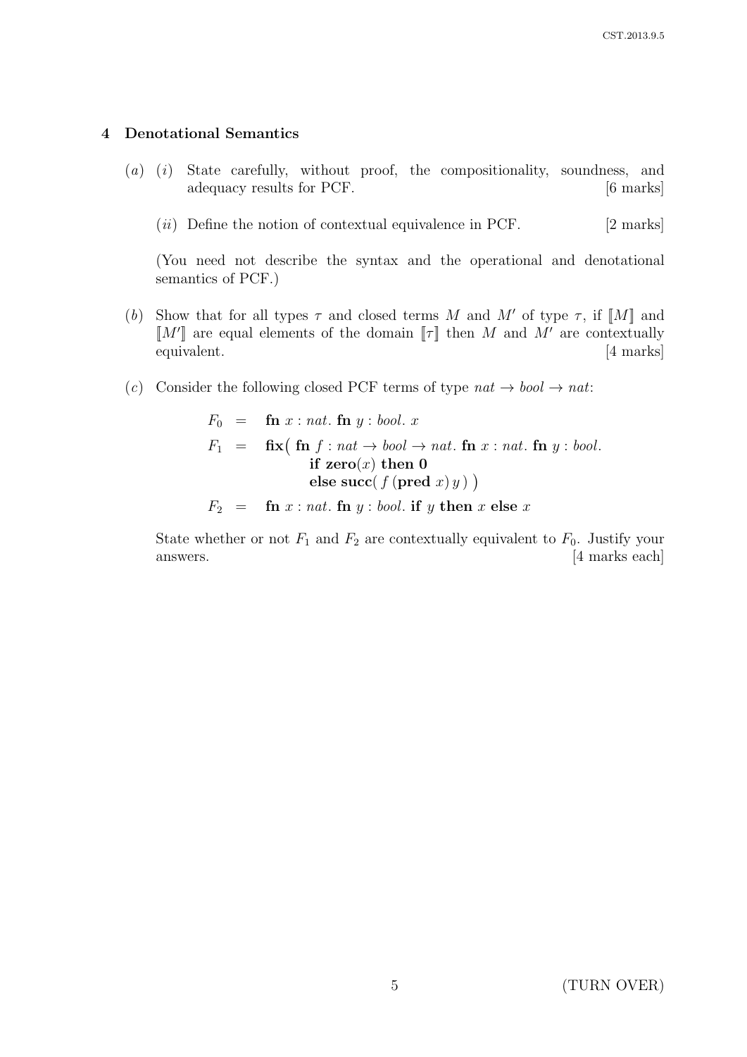## 4 Denotational Semantics

(*a*) (*i*) State carefully, without proof, the compositionality, soundness, and adequacy results for PCF. [6 marks]

(*ii*) Define the notion of contextual equivalence in PCF. [2 marks]

(You need not describe the syntax and the operational and denotational semantics of PCF.)

(*b*) Show that for all types $\tau$ and closed terms $M$ and $M'$ of type $\tau$, if $[\![M]\!]$ and $[\![M']\!]$ are equal elements of the domain $[\![\tau]\!]$ then $M$ and $M'$ are contextually equivalent. [4 marks]

(*c*) Consider the following closed PCF terms of type $nat \to bool \to nat$:

$$
\begin{aligned}
F_0 \;&=\; \mathbf{fn}\ x : nat.\ \mathbf{fn}\ y : bool.\ x \\
F_1 \;&=\; \mathbf{fix}\big(\ \mathbf{fn}\ f : nat \to bool \to nat.\ \mathbf{fn}\ x : nat.\ \mathbf{fn}\ y : bool. \\
&\qquad\qquad \mathbf{if}\ \mathbf{zero}(x)\ \mathbf{then}\ \mathbf{0} \\
&\qquad\qquad \mathbf{else}\ \mathbf{succ}(\ f\,(\mathbf{pred}\ x)\,y\ )\ \big) \\
F_2 \;&=\; \mathbf{fn}\ x : nat.\ \mathbf{fn}\ y : bool.\ \mathbf{if}\ y\ \mathbf{then}\ x\ \mathbf{else}\ x
\end{aligned}
$$

State whether or not $F_1$ and $F_2$ are contextually equivalent to $F_0$. Justify your answers. [4 marks each]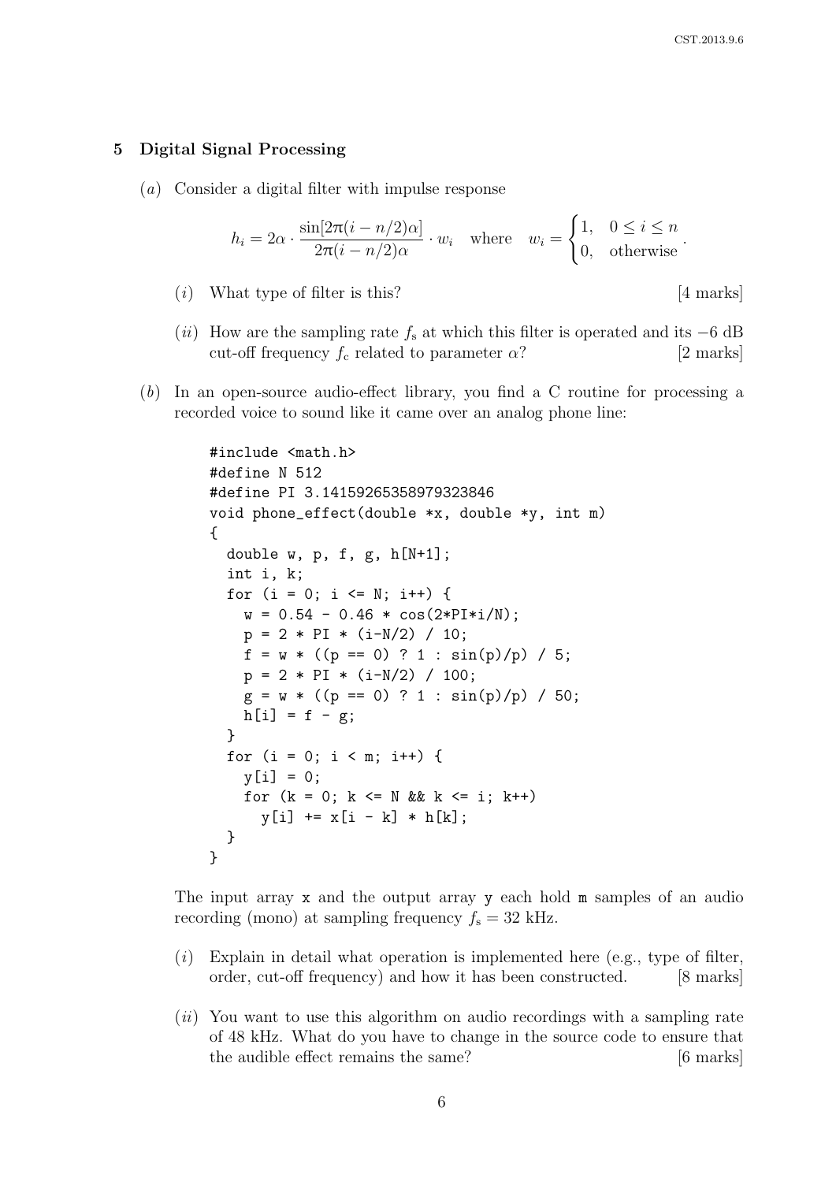## 5 Digital Signal Processing

(*a*) Consider a digital filter with impulse response

$$h_i = 2\alpha \cdot \frac{\sin[2\pi(i - n/2)\alpha]}{2\pi(i - n/2)\alpha} \cdot w_i \quad \text{where} \quad w_i = \begin{cases} 1, & 0 \le i \le n \\ 0, & \text{otherwise} \end{cases}.$$

(*i*) What type of filter is this? [4 marks]

(*ii*) How are the sampling rate $f_s$ at which this filter is operated and its −6 dB cut-off frequency $f_c$ related to parameter $\alpha$? [2 marks]

(*b*) In an open-source audio-effect library, you find a C routine for processing a recorded voice to sound like it came over an analog phone line:

```
#include <math.h>
#define N 512
#define PI 3.14159265358979323846
void phone_effect(double *x, double *y, int m)
{
  double w, p, f, g, h[N+1];
  int i, k;
  for (i = 0; i <= N; i++) {
    w = 0.54 - 0.46 * cos(2*PI*i/N);
    p = 2 * PI * (i-N/2) / 10;
    f = w * ((p == 0) ? 1 : sin(p)/p) / 5;
    p = 2 * PI * (i-N/2) / 100;
    g = w * ((p == 0) ? 1 : sin(p)/p) / 50;
    h[i] = f - g;
  }
  for (i = 0; i < m; i++) {
    y[i] = 0;
    for (k = 0; k <= N && k <= i; k++)
      y[i] += x[i - k] * h[k];
  }
}
```

The input array x and the output array y each hold m samples of an audio recording (mono) at sampling frequency $f_s = 32$ kHz.

(*i*) Explain in detail what operation is implemented here (e.g., type of filter, order, cut-off frequency) and how it has been constructed. [8 marks]

(*ii*) You want to use this algorithm on audio recordings with a sampling rate of 48 kHz. What do you have to change in the source code to ensure that the audible effect remains the same? [6 marks]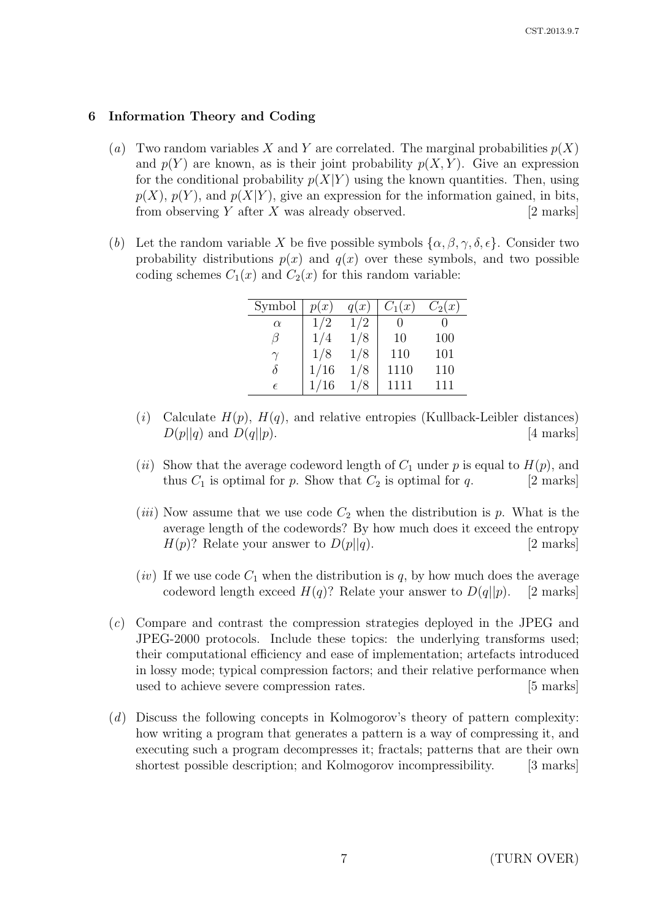## 6 Information Theory and Coding

(*a*) Two random variables $X$ and $Y$ are correlated. The marginal probabilities $p(X)$ and $p(Y)$ are known, as is their joint probability $p(X,Y)$. Give an expression for the conditional probability $p(X|Y)$ using the known quantities. Then, using $p(X)$, $p(Y)$, and $p(X|Y)$, give an expression for the information gained, in bits, from observing $Y$ after $X$ was already observed. [2 marks]

(*b*) Let the random variable $X$ be five possible symbols $\{\alpha, \beta, \gamma, \delta, \epsilon\}$. Consider two probability distributions $p(x)$ and $q(x)$ over these symbols, and two possible coding schemes $C_1(x)$ and $C_2(x)$ for this random variable:

| Symbol | $p(x)$ | $q(x)$ | $C_1(x)$ | $C_2(x)$ |
|---|---|---|---|---|
| $\alpha$ | 1/2 | 1/2 | 0 | 0 |
| $\beta$ | 1/4 | 1/8 | 10 | 100 |
| $\gamma$ | 1/8 | 1/8 | 110 | 101 |
| $\delta$ | 1/16 | 1/8 | 1110 | 110 |
| $\epsilon$ | 1/16 | 1/8 | 1111 | 111 |

(*i*) Calculate $H(p)$, $H(q)$, and relative entropies (Kullback-Leibler distances) $D(p||q)$ and $D(q||p)$. [4 marks]

(*ii*) Show that the average codeword length of $C_1$ under $p$ is equal to $H(p)$, and thus $C_1$ is optimal for $p$. Show that $C_2$ is optimal for $q$. [2 marks]

(*iii*) Now assume that we use code $C_2$ when the distribution is $p$. What is the average length of the codewords? By how much does it exceed the entropy $H(p)$? Relate your answer to $D(p||q)$. [2 marks]

(*iv*) If we use code $C_1$ when the distribution is $q$, by how much does the average codeword length exceed $H(q)$? Relate your answer to $D(q||p)$. [2 marks]

(*c*) Compare and contrast the compression strategies deployed in the JPEG and JPEG-2000 protocols. Include these topics: the underlying transforms used; their computational efficiency and ease of implementation; artefacts introduced in lossy mode; typical compression factors; and their relative performance when used to achieve severe compression rates. [5 marks]

(*d*) Discuss the following concepts in Kolmogorov's theory of pattern complexity: how writing a program that generates a pattern is a way of compressing it, and executing such a program decompresses it; fractals; patterns that are their own shortest possible description; and Kolmogorov incompressibility. [3 marks]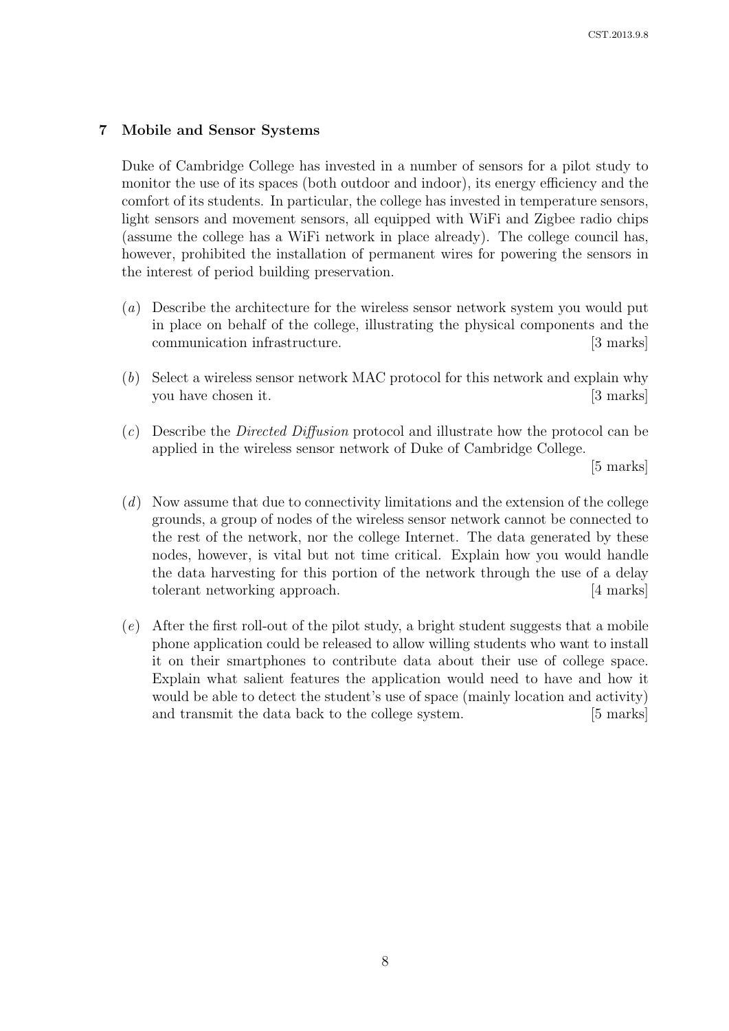## 7 Mobile and Sensor Systems

Duke of Cambridge College has invested in a number of sensors for a pilot study to monitor the use of its spaces (both outdoor and indoor), its energy efficiency and the comfort of its students. In particular, the college has invested in temperature sensors, light sensors and movement sensors, all equipped with WiFi and Zigbee radio chips (assume the college has a WiFi network in place already). The college council has, however, prohibited the installation of permanent wires for powering the sensors in the interest of period building preservation.

(*a*) Describe the architecture for the wireless sensor network system you would put in place on behalf of the college, illustrating the physical components and the communication infrastructure. [3 marks]

(*b*) Select a wireless sensor network MAC protocol for this network and explain why you have chosen it. [3 marks]

(*c*) Describe the *Directed Diffusion* protocol and illustrate how the protocol can be applied in the wireless sensor network of Duke of Cambridge College. [5 marks]

(*d*) Now assume that due to connectivity limitations and the extension of the college grounds, a group of nodes of the wireless sensor network cannot be connected to the rest of the network, nor the college Internet. The data generated by these nodes, however, is vital but not time critical. Explain how you would handle the data harvesting for this portion of the network through the use of a delay tolerant networking approach. [4 marks]

(*e*) After the first roll-out of the pilot study, a bright student suggests that a mobile phone application could be released to allow willing students who want to install it on their smartphones to contribute data about their use of college space. Explain what salient features the application would need to have and how it would be able to detect the student's use of space (mainly location and activity) and transmit the data back to the college system. [5 marks]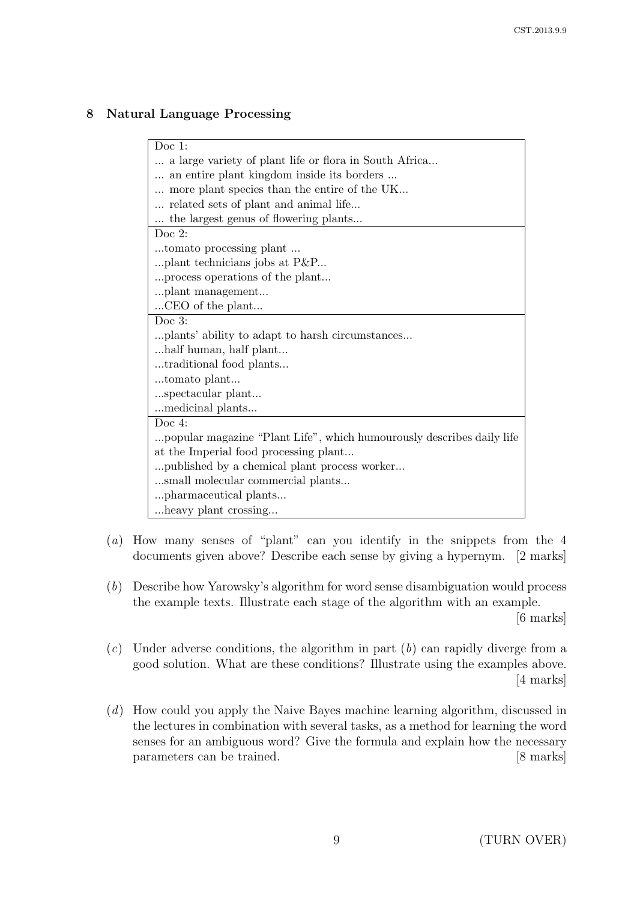## 8 Natural Language Processing

| |
|---|
| Doc 1: |
| ... a large variety of plant life or flora in South Africa... |
| ... an entire plant kingdom inside its borders ... |
| ... more plant species than the entire of the UK... |
| ... related sets of plant and animal life... |
| ... the largest genus of flowering plants... |
| Doc 2: |
| ...tomato processing plant ... |
| ...plant technicians jobs at P&P... |
| ...process operations of the plant... |
| ...plant management... |
| ...CEO of the plant... |
| Doc 3: |
| ...plants' ability to adapt to harsh circumstances... |
| ...half human, half plant... |
| ...traditional food plants... |
| ...tomato plant... |
| ...spectacular plant... |
| ...medicinal plants... |
| Doc 4: |
| ...popular magazine "Plant Life", which humourously describes daily life at the Imperial food processing plant... |
| ...published by a chemical plant process worker... |
| ...small molecular commercial plants... |
| ...pharmaceutical plants... |
| ...heavy plant crossing... |

(*a*) How many senses of "plant" can you identify in the snippets from the 4 documents given above? Describe each sense by giving a hypernym. [2 marks]

(*b*) Describe how Yarowsky's algorithm for word sense disambiguation would process the example texts. Illustrate each stage of the algorithm with an example. [6 marks]

(*c*) Under adverse conditions, the algorithm in part (*b*) can rapidly diverge from a good solution. What are these conditions? Illustrate using the examples above. [4 marks]

(*d*) How could you apply the Naive Bayes machine learning algorithm, discussed in the lectures in combination with several tasks, as a method for learning the word senses for an ambiguous word? Give the formula and explain how the necessary parameters can be trained. [8 marks]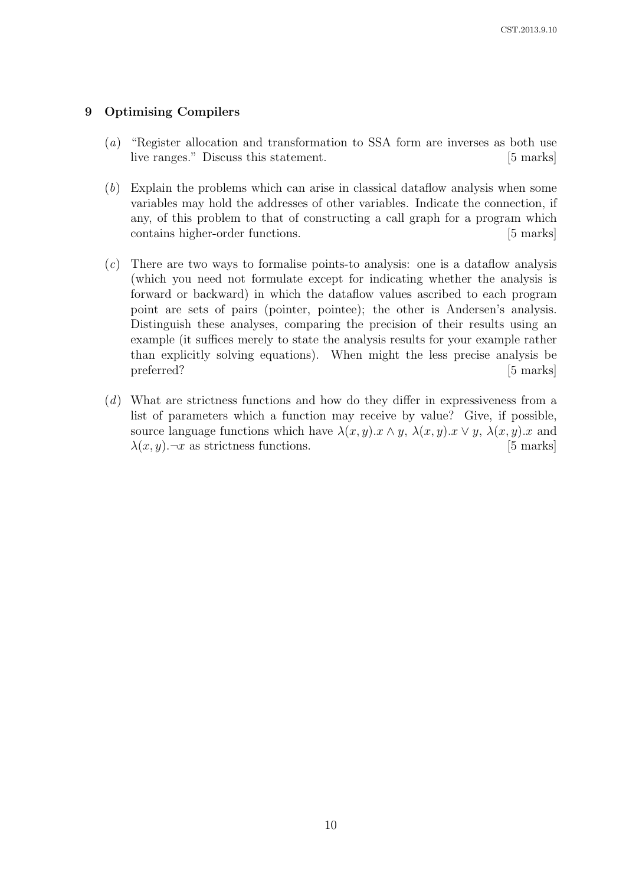## 9 Optimising Compilers

(*a*) "Register allocation and transformation to SSA form are inverses as both use live ranges." Discuss this statement. [5 marks]

(*b*) Explain the problems which can arise in classical dataflow analysis when some variables may hold the addresses of other variables. Indicate the connection, if any, of this problem to that of constructing a call graph for a program which contains higher-order functions. [5 marks]

(*c*) There are two ways to formalise points-to analysis: one is a dataflow analysis (which you need not formulate except for indicating whether the analysis is forward or backward) in which the dataflow values ascribed to each program point are sets of pairs (pointer, pointee); the other is Andersen's analysis. Distinguish these analyses, comparing the precision of their results using an example (it suffices merely to state the analysis results for your example rather than explicitly solving equations). When might the less precise analysis be preferred? [5 marks]

(*d*) What are strictness functions and how do they differ in expressiveness from a list of parameters which a function may receive by value? Give, if possible, source language functions which have $\lambda(x, y).x \wedge y$, $\lambda(x, y).x \vee y$, $\lambda(x, y).x$ and $\lambda(x, y).\neg x$ as strictness functions. [5 marks]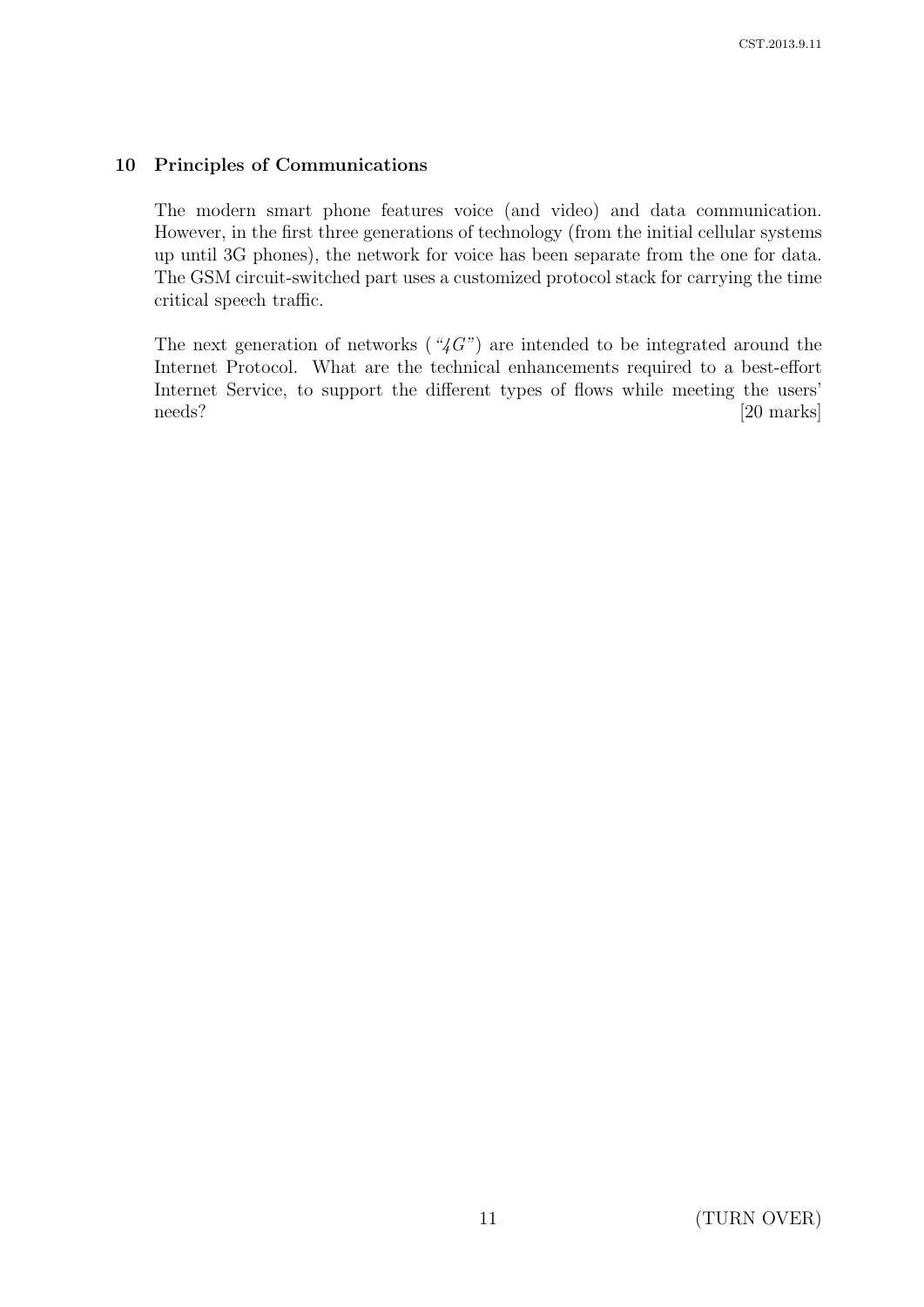## 10 Principles of Communications

The modern smart phone features voice (and video) and data communication. However, in the first three generations of technology (from the initial cellular systems up until 3G phones), the network for voice has been separate from the one for data. The GSM circuit-switched part uses a customized protocol stack for carrying the time critical speech traffic.

The next generation of networks (*"4G"*) are intended to be integrated around the Internet Protocol. What are the technical enhancements required to a best-effort Internet Service, to support the different types of flows while meeting the users' needs? [20 marks]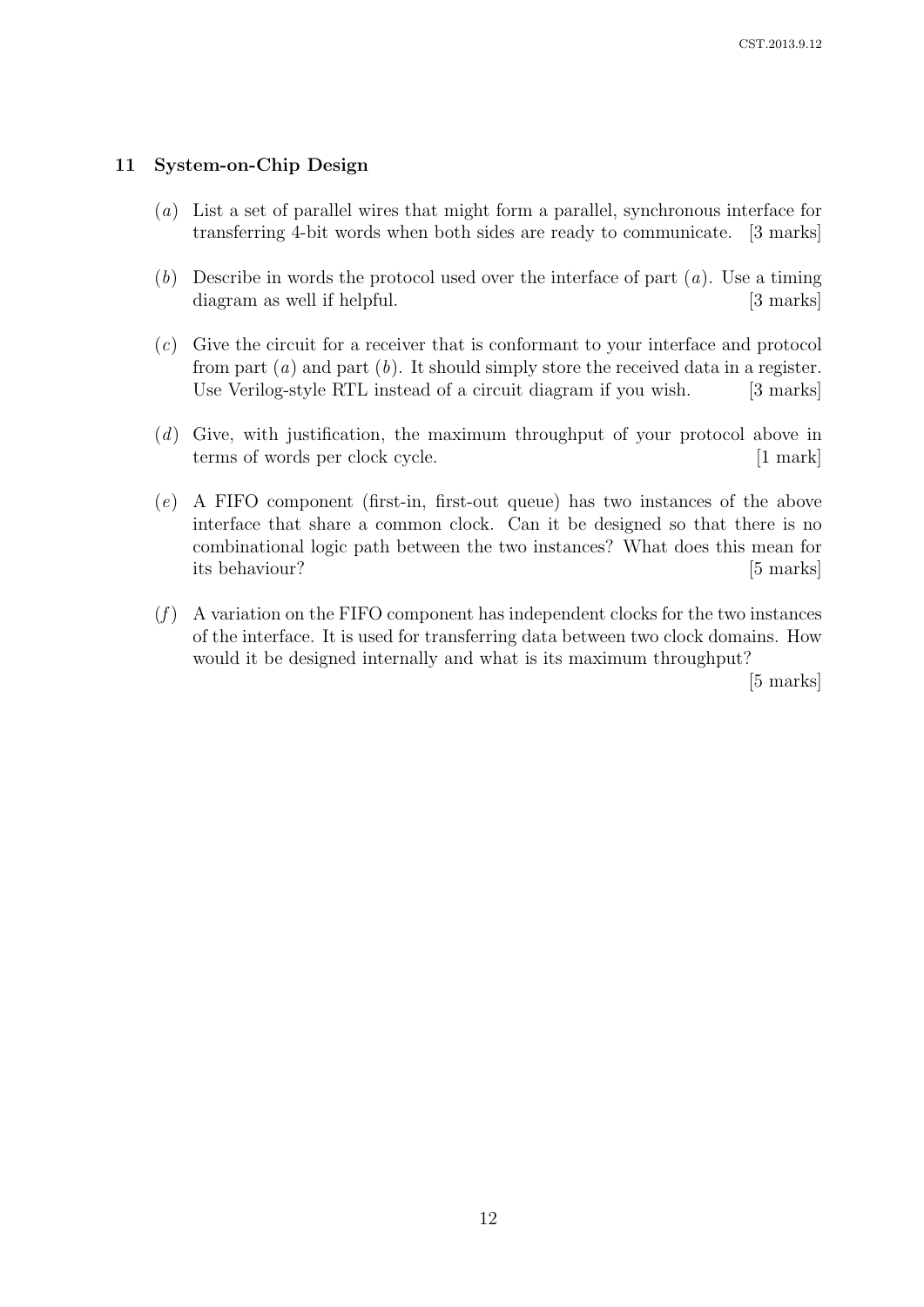## 11 System-on-Chip Design

(*a*) List a set of parallel wires that might form a parallel, synchronous interface for transferring 4-bit words when both sides are ready to communicate. [3 marks]

(*b*) Describe in words the protocol used over the interface of part (*a*). Use a timing diagram as well if helpful. [3 marks]

(*c*) Give the circuit for a receiver that is conformant to your interface and protocol from part (*a*) and part (*b*). It should simply store the received data in a register. Use Verilog-style RTL instead of a circuit diagram if you wish. [3 marks]

(*d*) Give, with justification, the maximum throughput of your protocol above in terms of words per clock cycle. [1 mark]

(*e*) A FIFO component (first-in, first-out queue) has two instances of the above interface that share a common clock. Can it be designed so that there is no combinational logic path between the two instances? What does this mean for its behaviour? [5 marks]

(*f*) A variation on the FIFO component has independent clocks for the two instances of the interface. It is used for transferring data between two clock domains. How would it be designed internally and what is its maximum throughput? [5 marks]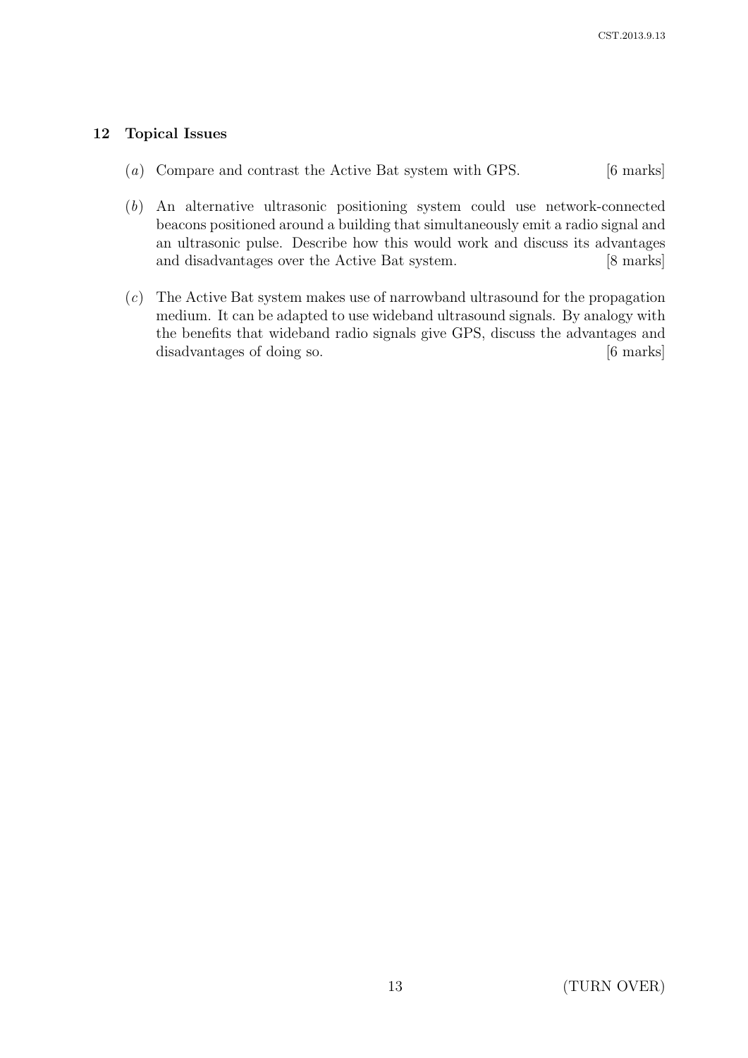## 12 Topical Issues

(*a*) Compare and contrast the Active Bat system with GPS. [6 marks]

(*b*) An alternative ultrasonic positioning system could use network-connected beacons positioned around a building that simultaneously emit a radio signal and an ultrasonic pulse. Describe how this would work and discuss its advantages and disadvantages over the Active Bat system. [8 marks]

(*c*) The Active Bat system makes use of narrowband ultrasound for the propagation medium. It can be adapted to use wideband ultrasound signals. By analogy with the benefits that wideband radio signals give GPS, discuss the advantages and disadvantages of doing so. [6 marks]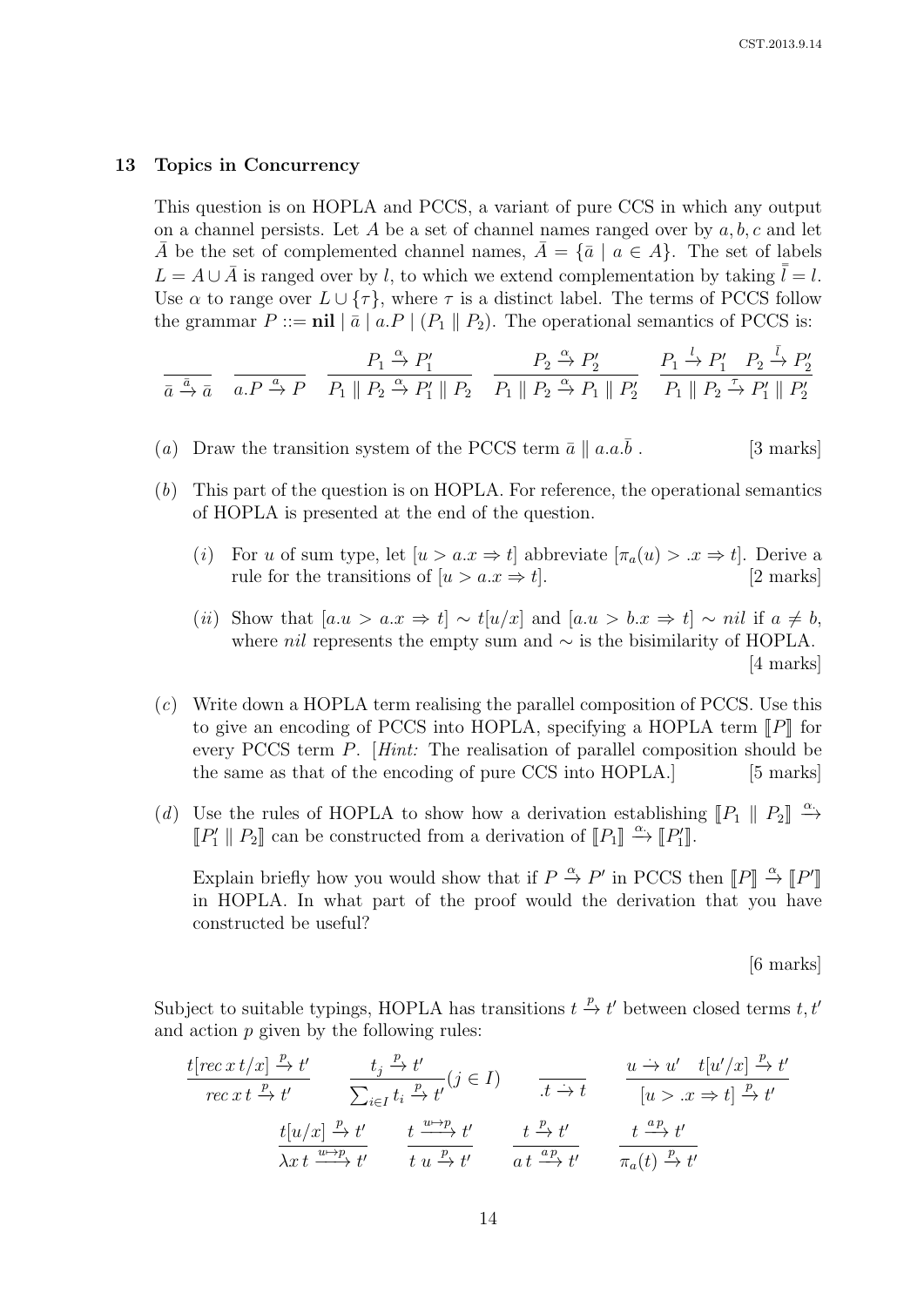## 13 Topics in Concurrency

This question is on HOPLA and PCCS, a variant of pure CCS in which any output on a channel persists. Let $A$ be a set of channel names ranged over by $a, b, c$ and let $\bar{A}$ be the set of complemented channel names, $\bar{A} = \{\bar{a} \mid a \in A\}$. The set of labels $L = A \cup \bar{A}$ is ranged over by $l$, to which we extend complementation by taking $\bar{\bar{l}} = l$. Use $\alpha$ to range over $L \cup \{\tau\}$, where $\tau$ is a distinct label. The terms of PCCS follow the grammar $P ::= \mathbf{nil} \mid \bar{a} \mid a.P \mid (P_1 \parallel P_2)$. The operational semantics of PCCS is:

$$\frac{}{\bar{a} \xrightarrow{\bar{a}} \bar{a}} \qquad \frac{}{a.P \xrightarrow{a} P} \qquad \frac{P_1 \xrightarrow{\alpha} P_1'}{P_1 \parallel P_2 \xrightarrow{\alpha} P_1' \parallel P_2} \qquad \frac{P_2 \xrightarrow{\alpha} P_2'}{P_1 \parallel P_2 \xrightarrow{\alpha} P_1 \parallel P_2'} \qquad \frac{P_1 \xrightarrow{l} P_1' \quad P_2 \xrightarrow{\bar{l}} P_2'}{P_1 \parallel P_2 \xrightarrow{\tau} P_1' \parallel P_2'}$$

(*a*) Draw the transition system of the PCCS term $\bar{a} \parallel a.a.\bar{b}$ . [3 marks]

(*b*) This part of the question is on HOPLA. For reference, the operational semantics of HOPLA is presented at the end of the question.

(*i*) For $u$ of sum type, let $[u > a.x \Rightarrow t]$ abbreviate $[\pi_a(u) > .x \Rightarrow t]$. Derive a rule for the transitions of $[u > a.x \Rightarrow t]$. [2 marks]

(*ii*) Show that $[a.u > a.x \Rightarrow t] \sim t[u/x]$ and $[a.u > b.x \Rightarrow t] \sim nil$ if $a \neq b$, where $nil$ represents the empty sum and $\sim$ is the bisimilarity of HOPLA. [4 marks]

(*c*) Write down a HOPLA term realising the parallel composition of PCCS. Use this to give an encoding of PCCS into HOPLA, specifying a HOPLA term $[\![P]\!]$ for every PCCS term $P$. [*Hint:* The realisation of parallel composition should be the same as that of the encoding of pure CCS into HOPLA.] [5 marks]

(*d*) Use the rules of HOPLA to show how a derivation establishing $[\![P_1 \parallel P_2]\!] \xrightarrow{\alpha} [\![P_1' \parallel P_2]\!]$ can be constructed from a derivation of $[\![P_1]\!] \xrightarrow{\alpha} [\![P_1']\!]$.

Explain briefly how you would show that if $P \xrightarrow{\alpha} P'$ in PCCS then $[\![P]\!] \xrightarrow{\alpha} [\![P']\!]$ in HOPLA. In what part of the proof would the derivation that you have constructed be useful?

[6 marks]

Subject to suitable typings, HOPLA has transitions $t \xrightarrow{p} t'$ between closed terms $t, t'$ and action $p$ given by the following rules:

$$\frac{t[rec\, x\, t/x] \xrightarrow{p} t'}{rec\, x\, t \xrightarrow{p} t'} \qquad \frac{t_j \xrightarrow{p} t'}{\sum_{i \in I} t_i \xrightarrow{p} t'}(j \in I) \qquad \frac{}{.t \xrightarrow{\cdot} t} \qquad \frac{u \xrightarrow{\cdot} u' \quad t[u'/x] \xrightarrow{p} t'}{[u > .x \Rightarrow t] \xrightarrow{p} t'}$$

$$\frac{t[u/x] \xrightarrow{p} t'}{\lambda x\, t \xrightarrow{u \mapsto p} t'} \qquad \frac{t \xrightarrow{u \mapsto p} t'}{t\ u \xrightarrow{p} t'} \qquad \frac{t \xrightarrow{p} t'}{a\, t \xrightarrow{a\, p} t'} \qquad \frac{t \xrightarrow{a\, p} t'}{\pi_a(t) \xrightarrow{p} t'}$$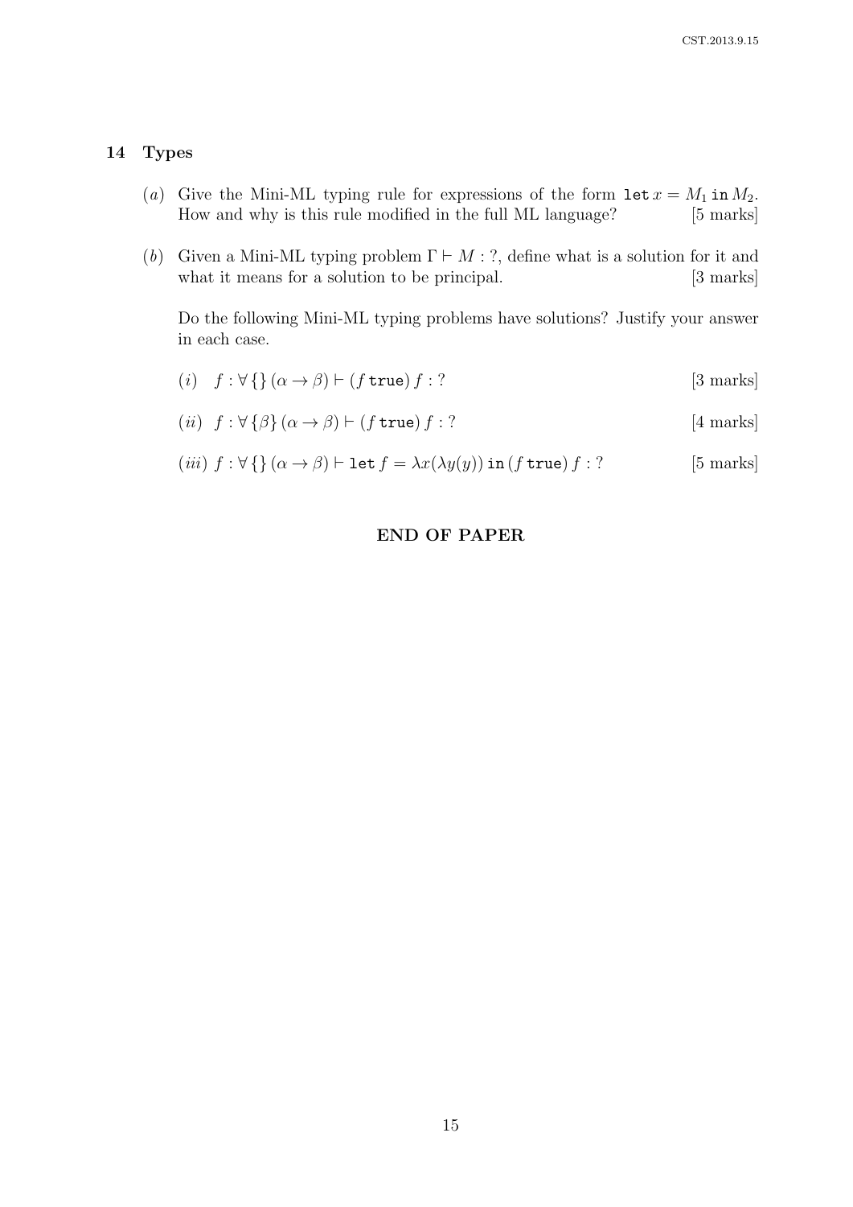## 14 Types

(*a*) Give the Mini-ML typing rule for expressions of the form $\texttt{let}\, x = M_1 \,\texttt{in}\, M_2$. How and why is this rule modified in the full ML language? [5 marks]

(*b*) Given a Mini-ML typing problem $\Gamma \vdash M : ?$, define what is a solution for it and what it means for a solution to be principal. [3 marks]

Do the following Mini-ML typing problems have solutions? Justify your answer in each case.

(*i*) $f : \forall \{\} \, (\alpha \to \beta) \vdash (f \, \texttt{true}) \, f : ?$ [3 marks]

(*ii*) $f : \forall \{\beta\} \, (\alpha \to \beta) \vdash (f \, \texttt{true}) \, f : ?$ [4 marks]

(*iii*) $f : \forall \{\} \, (\alpha \to \beta) \vdash \texttt{let}\, f = \lambda x(\lambda y(y)) \,\texttt{in}\, (f \, \texttt{true}) \, f : ?$ [5 marks]

**END OF PAPER**